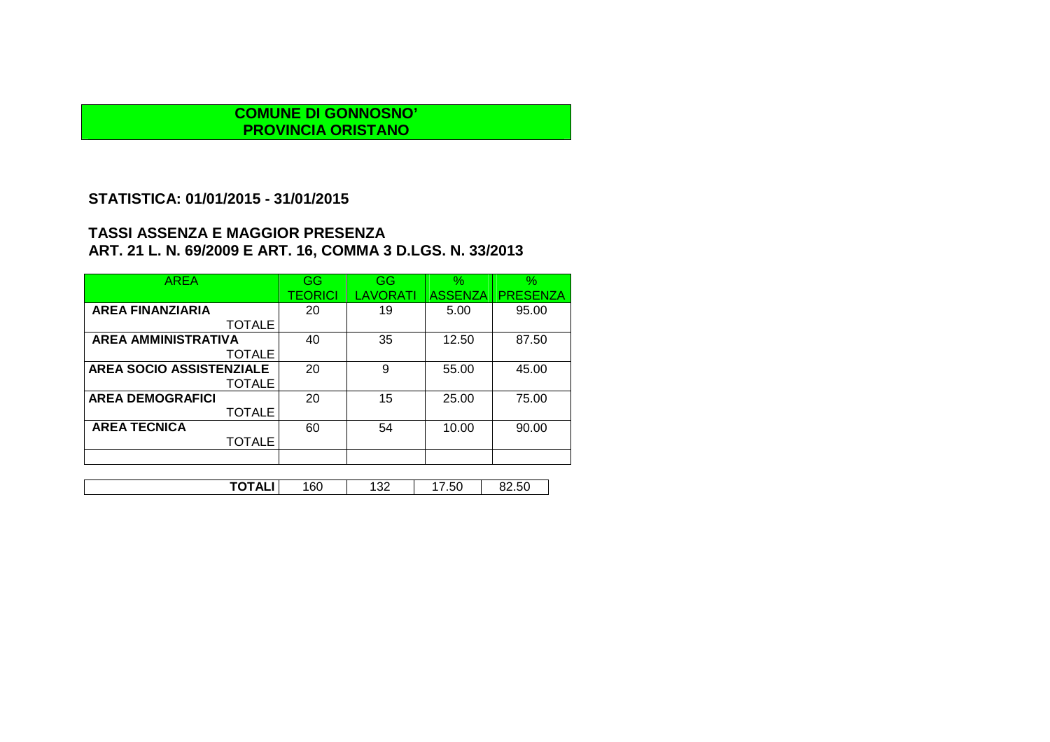**COMUNE DI GONNOSNO'**
**PROVINCIA ORISTANO**

## STATISTICA: 01/01/2015 - 31/01/2015

## TASSI ASSENZA E MAGGIOR PRESENZA
## ART. 21 L. N. 69/2009 E ART. 16, COMMA 3 D.LGS. N. 33/2013

| AREA | GG TEORICI | GG LAVORATI | % ASSENZA | % PRESENZA |
|---|---|---|---|---|
| **AREA FINANZIARIA** TOTALE | 20 | 19 | 5.00 | 95.00 |
| **AREA AMMINISTRATIVA** TOTALE | 40 | 35 | 12.50 | 87.50 |
| **AREA SOCIO ASSISTENZIALE** TOTALE | 20 | 9 | 55.00 | 45.00 |
| **AREA DEMOGRAFICI** TOTALE | 20 | 15 | 25.00 | 75.00 |
| **AREA TECNICA** TOTALE | 60 | 54 | 10.00 | 90.00 |
| | | | | |
| **TOTALI** | 160 | 132 | 17.50 | 82.50 |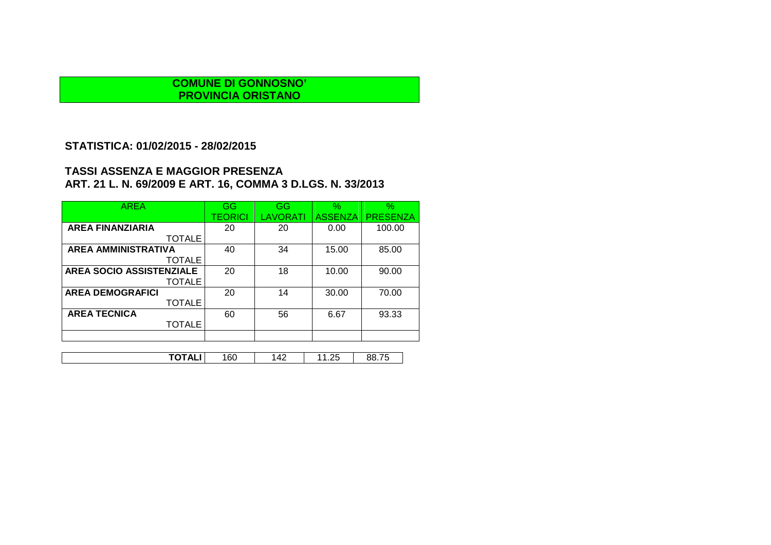**COMUNE DI GONNOSNO'**
**PROVINCIA ORISTANO**

**STATISTICA: 01/02/2015 - 28/02/2015**

**TASSI ASSENZA E MAGGIOR PRESENZA**
**ART. 21 L. N. 69/2009 E ART. 16, COMMA 3 D.LGS. N. 33/2013**

| AREA | GG TEORICI | GG LAVORATI | % ASSENZA | % PRESENZA |
|---|---|---|---|---|
| **AREA FINANZIARIA** TOTALE | 20 | 20 | 0.00 | 100.00 |
| **AREA AMMINISTRATIVA** TOTALE | 40 | 34 | 15.00 | 85.00 |
| **AREA SOCIO ASSISTENZIALE** TOTALE | 20 | 18 | 10.00 | 90.00 |
| **AREA DEMOGRAFICI** TOTALE | 20 | 14 | 30.00 | 70.00 |
| **AREA TECNICA** TOTALE | 60 | 56 | 6.67 | 93.33 |
| | | | | |
| **TOTALI** | 160 | 142 | 11.25 | 88.75 |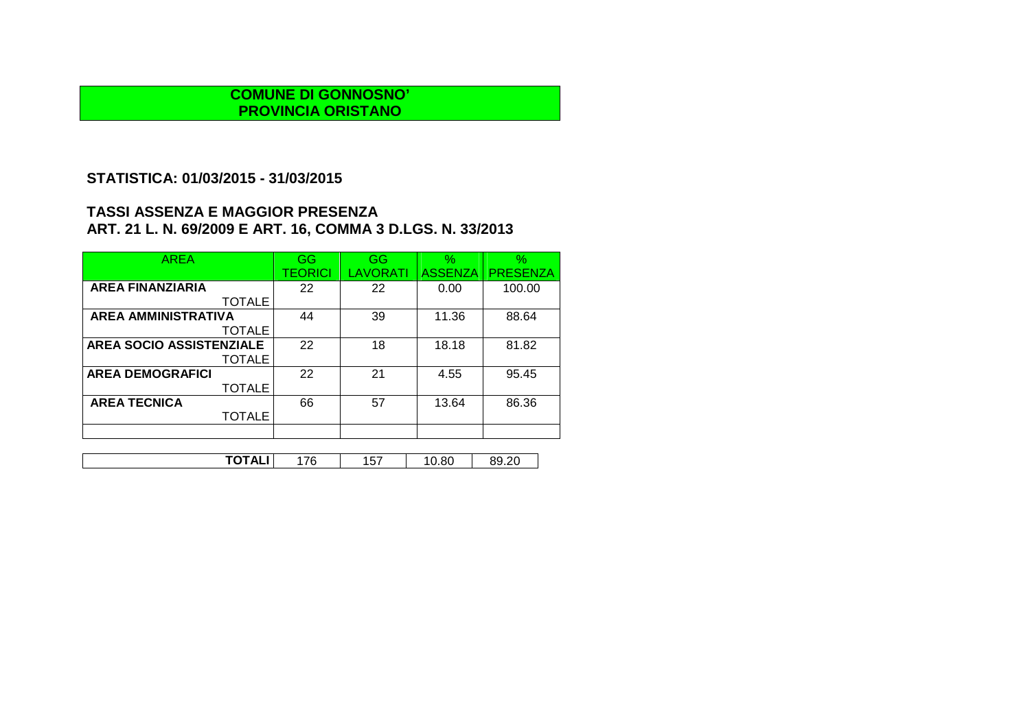**COMUNE DI GONNOSNO'**
**PROVINCIA ORISTANO**

## STATISTICA: 01/03/2015 - 31/03/2015

## TASSI ASSENZA E MAGGIOR PRESENZA
## ART. 21 L. N. 69/2009 E ART. 16, COMMA 3 D.LGS. N. 33/2013

| AREA | GG TEORICI | GG LAVORATI | % ASSENZA | % PRESENZA |
|---|---|---|---|---|
| **AREA FINANZIARIA** TOTALE | 22 | 22 | 0.00 | 100.00 |
| **AREA AMMINISTRATIVA** TOTALE | 44 | 39 | 11.36 | 88.64 |
| **AREA SOCIO ASSISTENZIALE** TOTALE | 22 | 18 | 18.18 | 81.82 |
| **AREA DEMOGRAFICI** TOTALE | 22 | 21 | 4.55 | 95.45 |
| **AREA TECNICA** TOTALE | 66 | 57 | 13.64 | 86.36 |
| | | | | |
| **TOTALI** | 176 | 157 | 10.80 | 89.20 |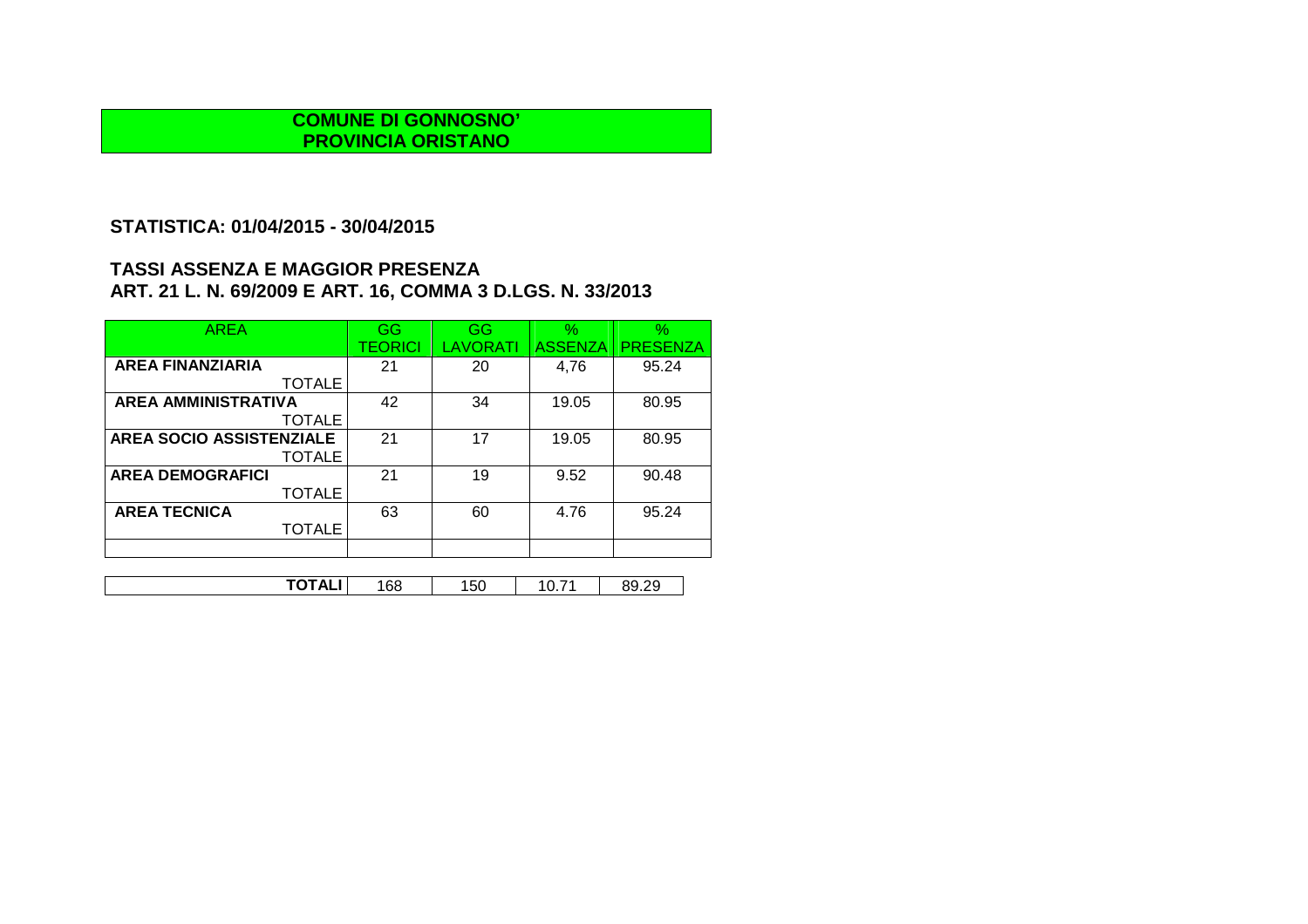**COMUNE DI GONNOSNO'**
**PROVINCIA ORISTANO**

## STATISTICA: 01/04/2015 - 30/04/2015

## TASSI ASSENZA E MAGGIOR PRESENZA
## ART. 21 L. N. 69/2009 E ART. 16, COMMA 3 D.LGS. N. 33/2013

| AREA | GG TEORICI | GG LAVORATI | % ASSENZA | % PRESENZA |
|---|---|---|---|---|
| **AREA FINANZIARIA** TOTALE | 21 | 20 | 4,76 | 95.24 |
| **AREA AMMINISTRATIVA** TOTALE | 42 | 34 | 19.05 | 80.95 |
| **AREA SOCIO ASSISTENZIALE** TOTALE | 21 | 17 | 19.05 | 80.95 |
| **AREA DEMOGRAFICI** TOTALE | 21 | 19 | 9.52 | 90.48 |
| **AREA TECNICA** TOTALE | 63 | 60 | 4.76 | 95.24 |
| | | | | |
| **TOTALI** | 168 | 150 | 10.71 | 89.29 |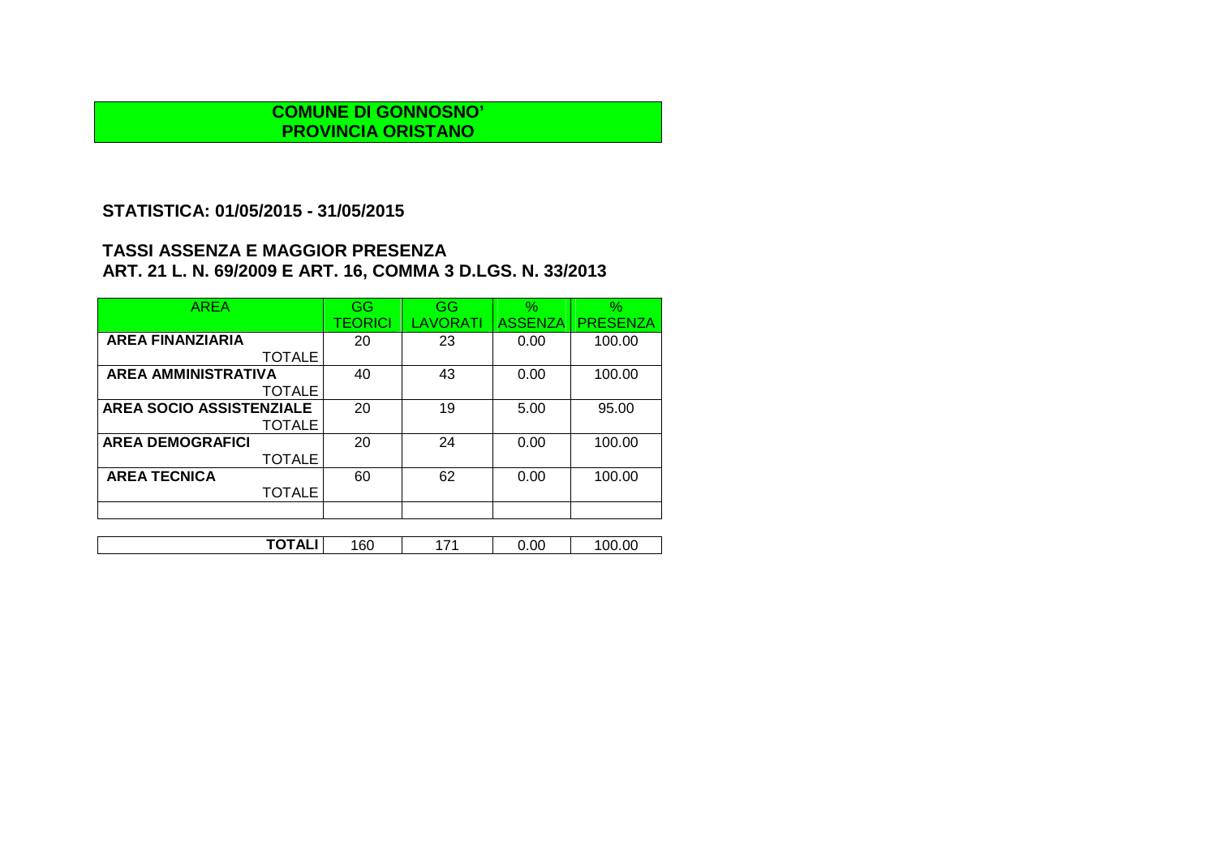**COMUNE DI GONNOSNO'**
**PROVINCIA ORISTANO**

## STATISTICA: 01/05/2015 - 31/05/2015

## TASSI ASSENZA E MAGGIOR PRESENZA
## ART. 21 L. N. 69/2009 E ART. 16, COMMA 3 D.LGS. N. 33/2013

| AREA | GG TEORICI | GG LAVORATI | % ASSENZA | % PRESENZA |
|---|---|---|---|---|
| **AREA FINANZIARIA** TOTALE | 20 | 23 | 0.00 | 100.00 |
| **AREA AMMINISTRATIVA** TOTALE | 40 | 43 | 0.00 | 100.00 |
| **AREA SOCIO ASSISTENZIALE** TOTALE | 20 | 19 | 5.00 | 95.00 |
| **AREA DEMOGRAFICI** TOTALE | 20 | 24 | 0.00 | 100.00 |
| **AREA TECNICA** TOTALE | 60 | 62 | 0.00 | 100.00 |
| | | | | |
| **TOTALI** | 160 | 171 | 0.00 | 100.00 |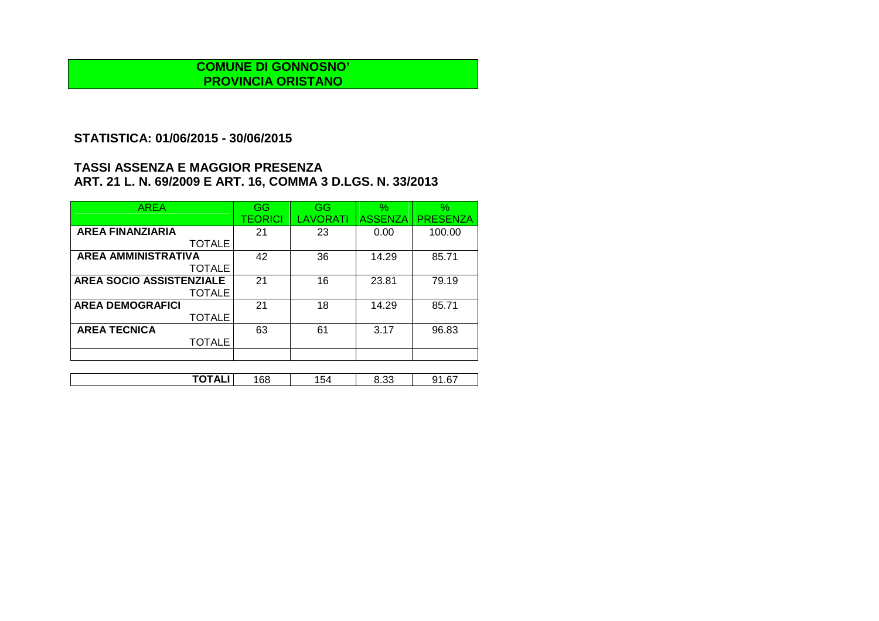**COMUNE DI GONNOSNO'**
**PROVINCIA ORISTANO**

## STATISTICA: 01/06/2015 - 30/06/2015

## TASSI ASSENZA E MAGGIOR PRESENZA
## ART. 21 L. N. 69/2009 E ART. 16, COMMA 3 D.LGS. N. 33/2013

| AREA | GG TEORICI | GG LAVORATI | % ASSENZA | % PRESENZA |
|---|---|---|---|---|
| **AREA FINANZIARIA** TOTALE | 21 | 23 | 0.00 | 100.00 |
| **AREA AMMINISTRATIVA** TOTALE | 42 | 36 | 14.29 | 85.71 |
| **AREA SOCIO ASSISTENZIALE** TOTALE | 21 | 16 | 23.81 | 79.19 |
| **AREA DEMOGRAFICI** TOTALE | 21 | 18 | 14.29 | 85.71 |
| **AREA TECNICA** TOTALE | 63 | 61 | 3.17 | 96.83 |
| | | | | |
| **TOTALI** | 168 | 154 | 8.33 | 91.67 |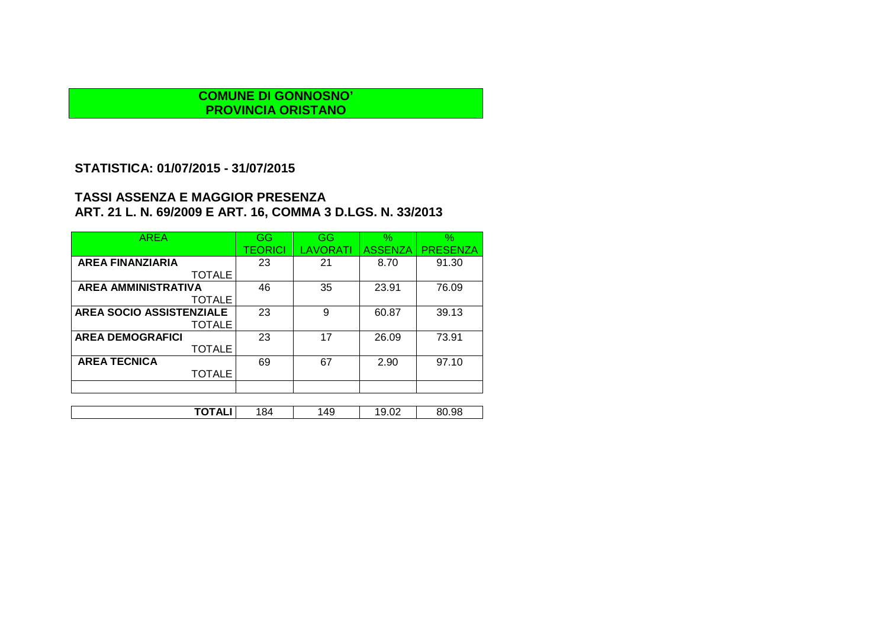**COMUNE DI GONNOSNO'**
**PROVINCIA ORISTANO**

## STATISTICA: 01/07/2015 - 31/07/2015

## TASSI ASSENZA E MAGGIOR PRESENZA
## ART. 21 L. N. 69/2009 E ART. 16, COMMA 3 D.LGS. N. 33/2013

| AREA | GG TEORICI | GG LAVORATI | % ASSENZA | % PRESENZA |
|---|---|---|---|---|
| **AREA FINANZIARIA** TOTALE | 23 | 21 | 8.70 | 91.30 |
| **AREA AMMINISTRATIVA** TOTALE | 46 | 35 | 23.91 | 76.09 |
| **AREA SOCIO ASSISTENZIALE** TOTALE | 23 | 9 | 60.87 | 39.13 |
| **AREA DEMOGRAFICI** TOTALE | 23 | 17 | 26.09 | 73.91 |
| **AREA TECNICA** TOTALE | 69 | 67 | 2.90 | 97.10 |
| | | | | |
| **TOTALI** | 184 | 149 | 19.02 | 80.98 |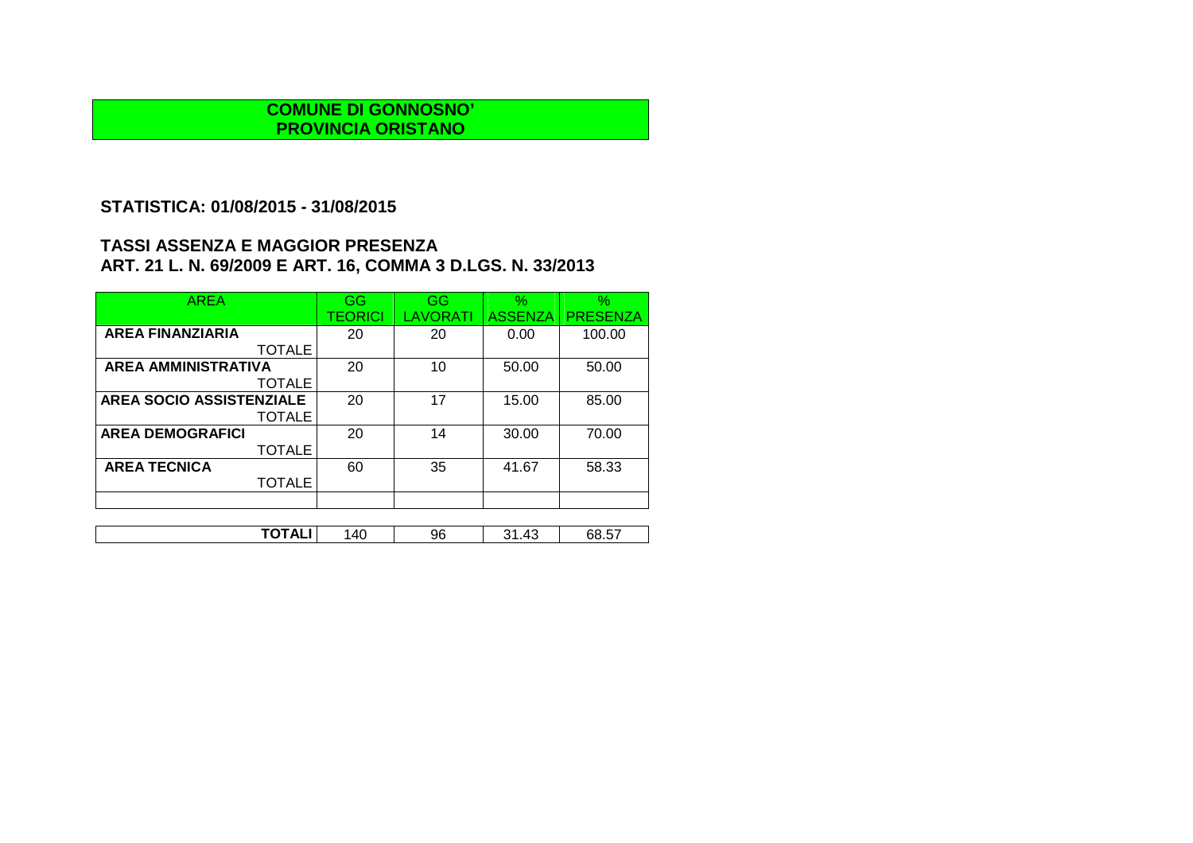**COMUNE DI GONNOSNO'**
**PROVINCIA ORISTANO**

## STATISTICA: 01/08/2015 - 31/08/2015

## TASSI ASSENZA E MAGGIOR PRESENZA
## ART. 21 L. N. 69/2009 E ART. 16, COMMA 3 D.LGS. N. 33/2013

| AREA | GG TEORICI | GG LAVORATI | % ASSENZA | % PRESENZA |
|---|---|---|---|---|
| **AREA FINANZIARIA** TOTALE | 20 | 20 | 0.00 | 100.00 |
| **AREA AMMINISTRATIVA** TOTALE | 20 | 10 | 50.00 | 50.00 |
| **AREA SOCIO ASSISTENZIALE** TOTALE | 20 | 17 | 15.00 | 85.00 |
| **AREA DEMOGRAFICI** TOTALE | 20 | 14 | 30.00 | 70.00 |
| **AREA TECNICA** TOTALE | 60 | 35 | 41.67 | 58.33 |
| | | | | |
| **TOTALI** | 140 | 96 | 31.43 | 68.57 |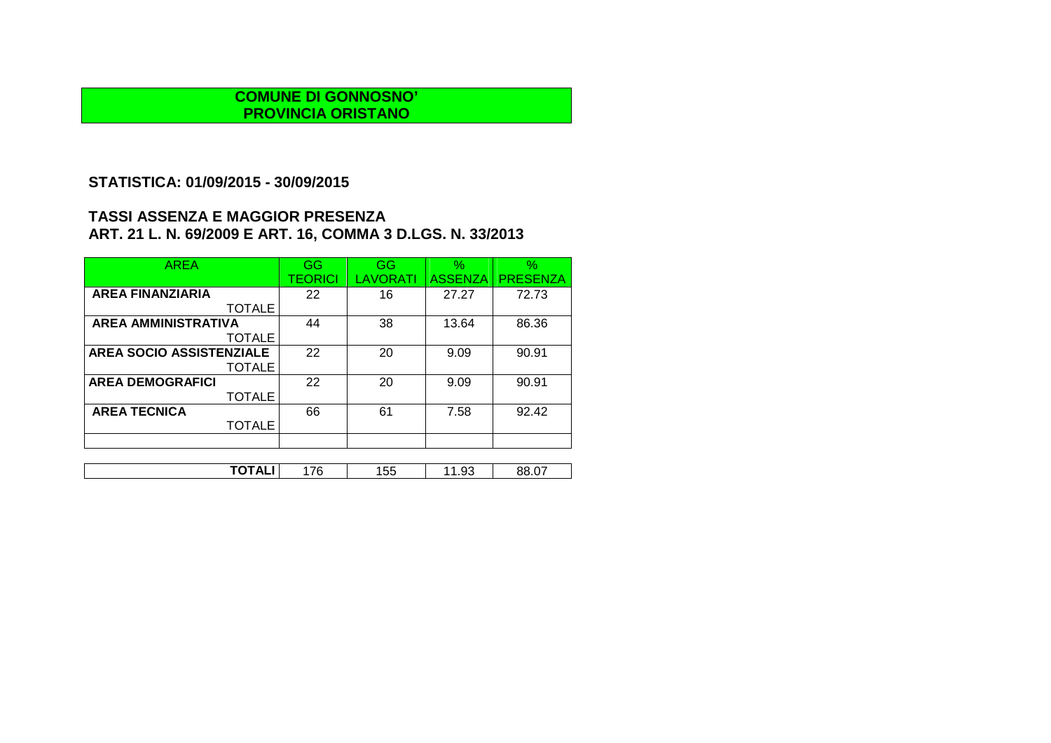**COMUNE DI GONNOSNO'**
**PROVINCIA ORISTANO**

## STATISTICA: 01/09/2015 - 30/09/2015

## TASSI ASSENZA E MAGGIOR PRESENZA
## ART. 21 L. N. 69/2009 E ART. 16, COMMA 3 D.LGS. N. 33/2013

| AREA | GG TEORICI | GG LAVORATI | % ASSENZA | % PRESENZA |
|---|---|---|---|---|
| **AREA FINANZIARIA** TOTALE | 22 | 16 | 27.27 | 72.73 |
| **AREA AMMINISTRATIVA** TOTALE | 44 | 38 | 13.64 | 86.36 |
| **AREA SOCIO ASSISTENZIALE** TOTALE | 22 | 20 | 9.09 | 90.91 |
| **AREA DEMOGRAFICI** TOTALE | 22 | 20 | 9.09 | 90.91 |
| **AREA TECNICA** TOTALE | 66 | 61 | 7.58 | 92.42 |
| | | | | |
| **TOTALI** | 176 | 155 | 11.93 | 88.07 |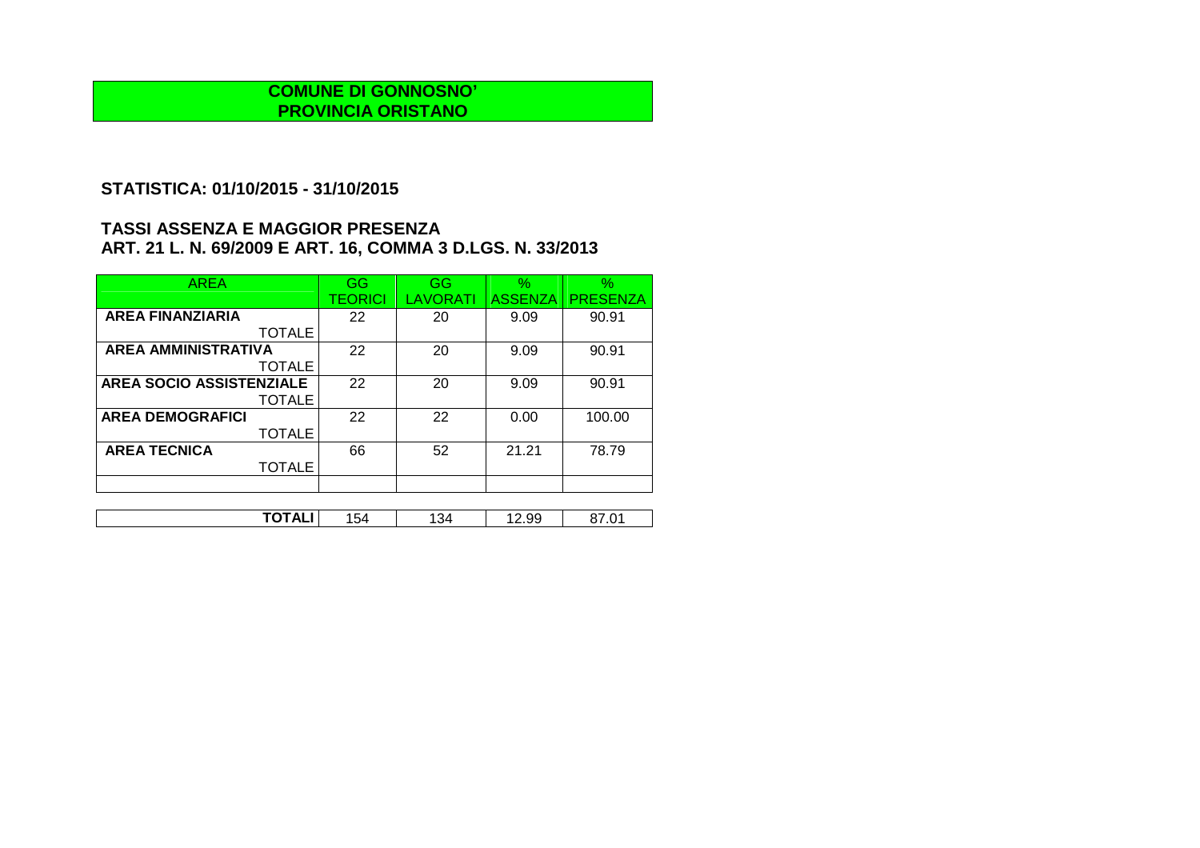**COMUNE DI GONNOSNO'**
**PROVINCIA ORISTANO**

## STATISTICA: 01/10/2015 - 31/10/2015

## TASSI ASSENZA E MAGGIOR PRESENZA
## ART. 21 L. N. 69/2009 E ART. 16, COMMA 3 D.LGS. N. 33/2013

| AREA | GG TEORICI | GG LAVORATI | % ASSENZA | % PRESENZA |
|---|---|---|---|---|
| **AREA FINANZIARIA** TOTALE | 22 | 20 | 9.09 | 90.91 |
| **AREA AMMINISTRATIVA** TOTALE | 22 | 20 | 9.09 | 90.91 |
| **AREA SOCIO ASSISTENZIALE** TOTALE | 22 | 20 | 9.09 | 90.91 |
| **AREA DEMOGRAFICI** TOTALE | 22 | 22 | 0.00 | 100.00 |
| **AREA TECNICA** TOTALE | 66 | 52 | 21.21 | 78.79 |
| | | | | |
| **TOTALI** | 154 | 134 | 12.99 | 87.01 |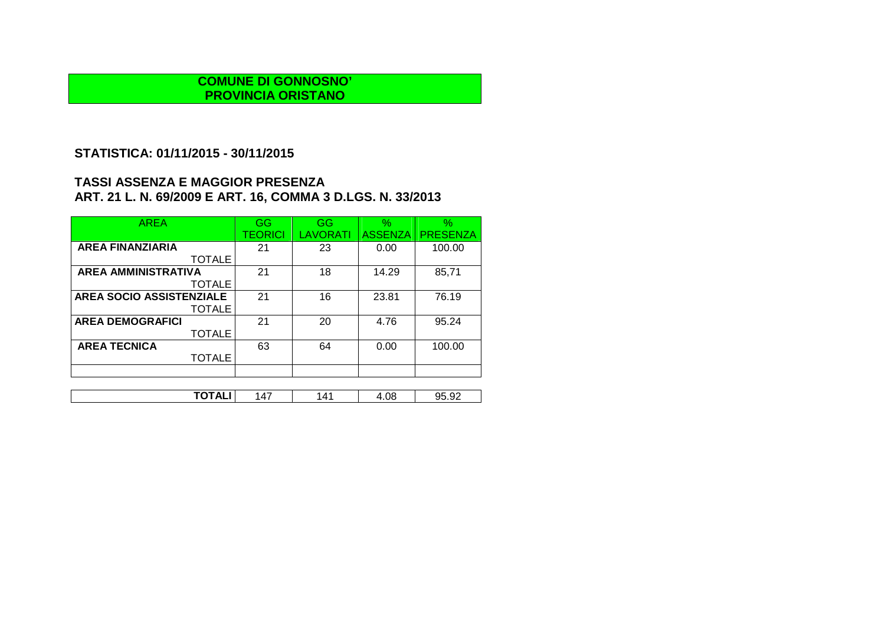**COMUNE DI GONNOSNO'**
**PROVINCIA ORISTANO**

## STATISTICA: 01/11/2015 - 30/11/2015

## TASSI ASSENZA E MAGGIOR PRESENZA
## ART. 21 L. N. 69/2009 E ART. 16, COMMA 3 D.LGS. N. 33/2013

| AREA | GG TEORICI | GG LAVORATI | % ASSENZA | % PRESENZA |
|---|---|---|---|---|
| **AREA FINANZIARIA** TOTALE | 21 | 23 | 0.00 | 100.00 |
| **AREA AMMINISTRATIVA** TOTALE | 21 | 18 | 14.29 | 85,71 |
| **AREA SOCIO ASSISTENZIALE** TOTALE | 21 | 16 | 23.81 | 76.19 |
| **AREA DEMOGRAFICI** TOTALE | 21 | 20 | 4.76 | 95.24 |
| **AREA TECNICA** TOTALE | 63 | 64 | 0.00 | 100.00 |
| | | | | |
| **TOTALI** | 147 | 141 | 4.08 | 95.92 |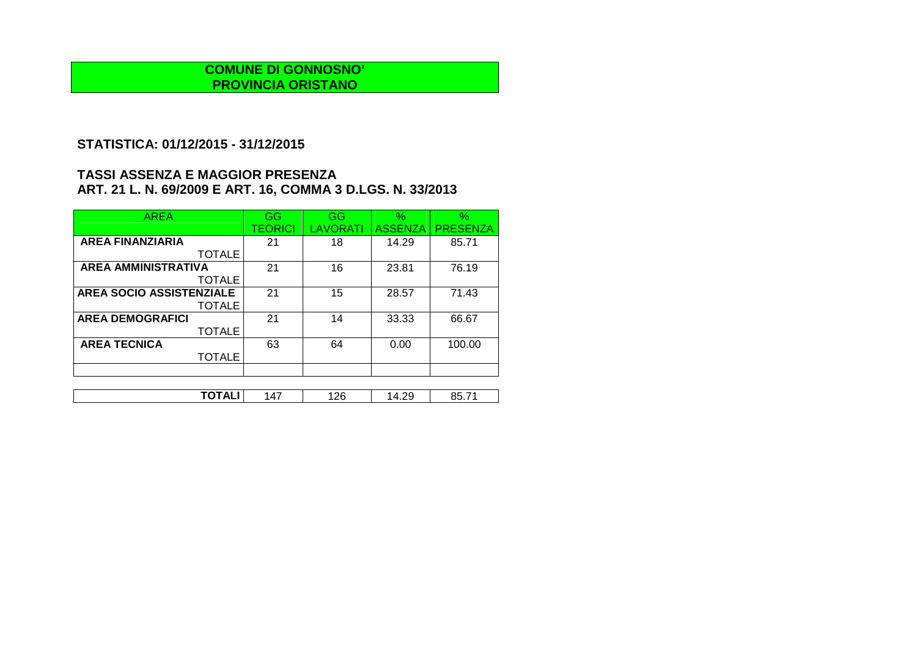**COMUNE DI GONNOSNO'**
**PROVINCIA ORISTANO**

## STATISTICA: 01/12/2015 - 31/12/2015

## TASSI ASSENZA E MAGGIOR PRESENZA
## ART. 21 L. N. 69/2009 E ART. 16, COMMA 3 D.LGS. N. 33/2013

| AREA | GG TEORICI | GG LAVORATI | % ASSENZA | % PRESENZA |
|---|---|---|---|---|
| **AREA FINANZIARIA** TOTALE | 21 | 18 | 14.29 | 85.71 |
| **AREA AMMINISTRATIVA** TOTALE | 21 | 16 | 23.81 | 76.19 |
| **AREA SOCIO ASSISTENZIALE** TOTALE | 21 | 15 | 28.57 | 71.43 |
| **AREA DEMOGRAFICI** TOTALE | 21 | 14 | 33.33 | 66.67 |
| **AREA TECNICA** TOTALE | 63 | 64 | 0.00 | 100.00 |
| | | | | |
| **TOTALI** | 147 | 126 | 14.29 | 85.71 |